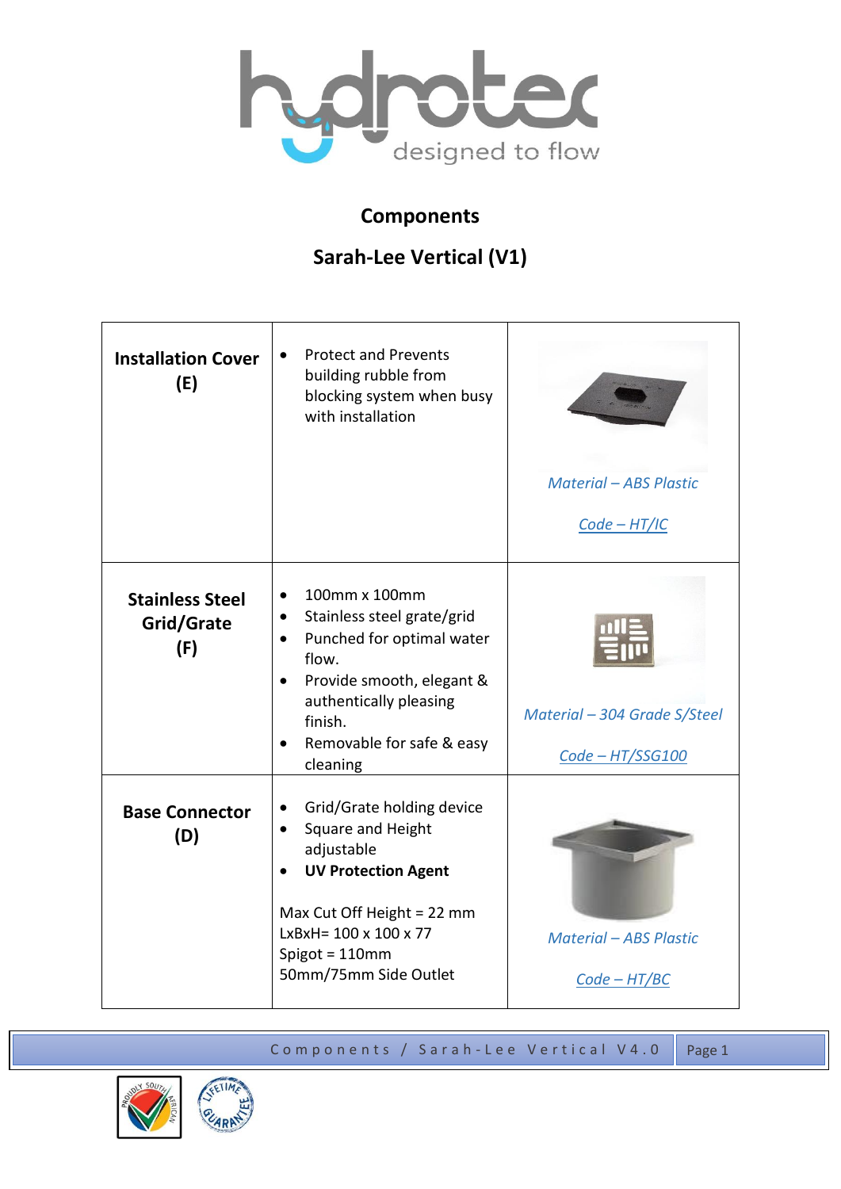hydrotec designed to flow

## Components

## Sarah-Lee Vertical (V1)

| | | |
|---|---|---|
| **Installation Cover (E)** | • Protect and Prevents building rubble from blocking system when busy with installation | *Material – ABS Plastic*<br><br>*Code – HT/IC* |
| **Stainless Steel Grid/Grate (F)** | • 100mm x 100mm<br>• Stainless steel grate/grid<br>• Punched for optimal water flow.<br>• Provide smooth, elegant & authentically pleasing finish.<br>• Removable for safe & easy cleaning | *Material – 304 Grade S/Steel*<br><br>*Code – HT/SSG100* |
| **Base Connector (D)** | • Grid/Grate holding device<br>• Square and Height adjustable<br>• **UV Protection Agent**<br><br>Max Cut Off Height = 22 mm<br>LxBxH= 100 x 100 x 77<br>Spigot = 110mm<br>50mm/75mm Side Outlet | *Material – ABS Plastic*<br><br>*Code – HT/BC* |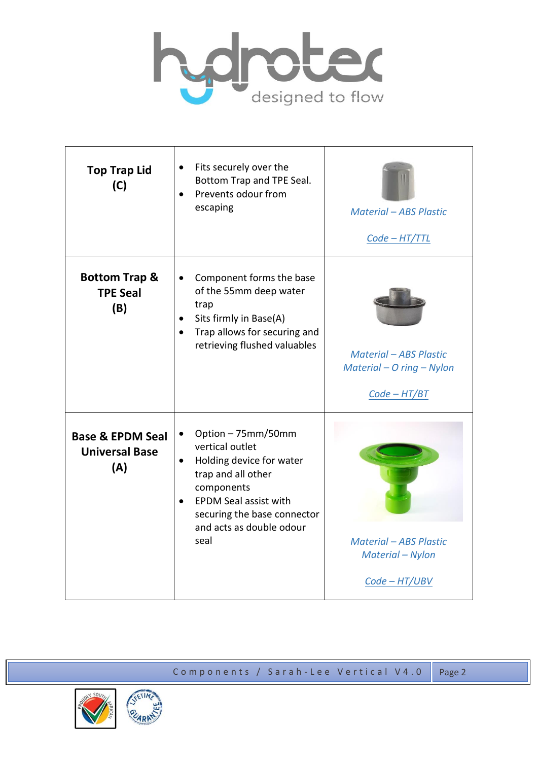| | | |
|---|---|---|
| **Top Trap Lid (C)** | • Fits securely over the Bottom Trap and TPE Seal.<br>• Prevents odour from escaping | *Material – ABS Plastic*<br><br>*Code – HT/TTL* |
| **Bottom Trap & TPE Seal (B)** | • Component forms the base of the 55mm deep water trap<br>• Sits firmly in Base(A)<br>• Trap allows for securing and retrieving flushed valuables | *Material – ABS Plastic*<br>*Material – O ring – Nylon*<br><br>*Code – HT/BT* |
| **Base & EPDM Seal Universal Base (A)** | • Option – 75mm/50mm vertical outlet<br>• Holding device for water trap and all other components<br>• EPDM Seal assist with securing the base connector and acts as double odour seal | *Material – ABS Plastic*<br>*Material – Nylon*<br><br>*Code – HT/UBV* |